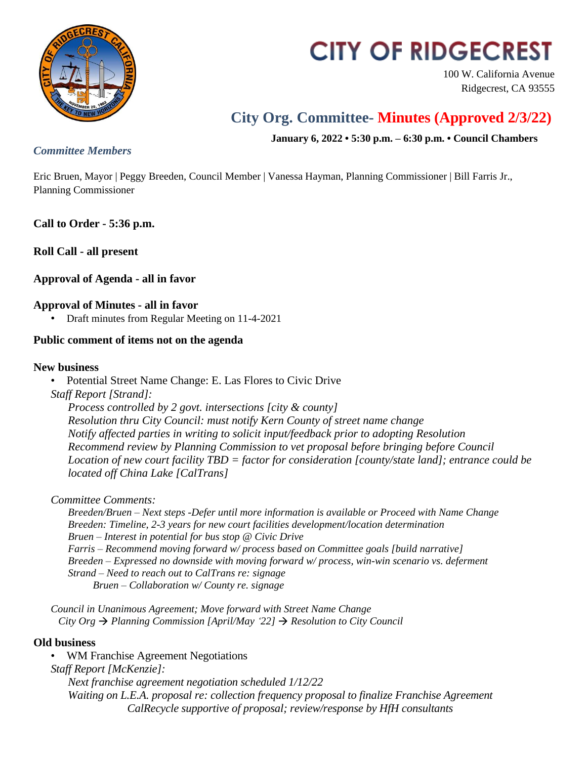# CITY OF RIDGECREST

100 W. California Avenue
Ridgecrest, CA 93555

## City Org. Committee- Minutes (Approved 2/3/22)

**January 6, 2022 • 5:30 p.m. – 6:30 p.m. • Council Chambers**

### *Committee Members*

Eric Bruen, Mayor | Peggy Breeden, Council Member | Vanessa Hayman, Planning Commissioner | Bill Farris Jr., Planning Commissioner

**Call to Order - 5:36 p.m.**

**Roll Call - all present**

**Approval of Agenda - all in favor**

**Approval of Minutes - all in favor**

- Draft minutes from Regular Meeting on 11-4-2021

**Public comment of items not on the agenda**

**New business**

- Potential Street Name Change: E. Las Flores to Civic Drive

*Staff Report [Strand]:*

*Process controlled by 2 govt. intersections [city & county]*
*Resolution thru City Council: must notify Kern County of street name change*
*Notify affected parties in writing to solicit input/feedback prior to adopting Resolution*
*Recommend review by Planning Commission to vet proposal before bringing before Council*
*Location of new court facility TBD = factor for consideration [county/state land]; entrance could be located off China Lake [CalTrans]*

*Committee Comments:*

*Breeden/Bruen – Next steps -Defer until more information is available or Proceed with Name Change*
*Breeden: Timeline, 2-3 years for new court facilities development/location determination*
*Bruen – Interest in potential for bus stop @ Civic Drive*
*Farris – Recommend moving forward w/ process based on Committee goals [build narrative]*
*Breeden – Expressed no downside with moving forward w/ process, win-win scenario vs. deferment*
*Strand – Need to reach out to CalTrans re: signage*
*Bruen – Collaboration w/ County re. signage*

*Council in Unanimous Agreement; Move forward with Street Name Change*
*City Org → Planning Commission [April/May '22] → Resolution to City Council*

**Old business**

- WM Franchise Agreement Negotiations

*Staff Report [McKenzie]:*

*Next franchise agreement negotiation scheduled 1/12/22*
*Waiting on L.E.A. proposal re: collection frequency proposal to finalize Franchise Agreement*
*CalRecycle supportive of proposal; review/response by HfH consultants*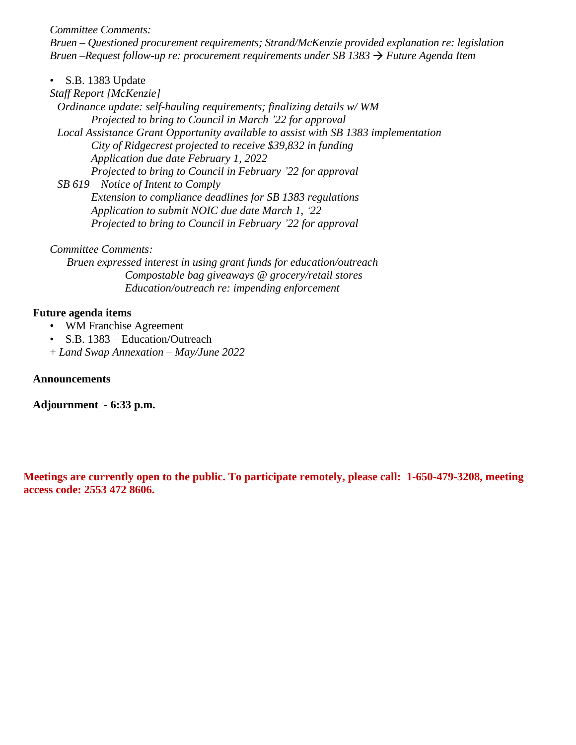*Committee Comments:*

*Bruen – Questioned procurement requirements; Strand/McKenzie provided explanation re: legislation*

*Bruen –Request follow-up re: procurement requirements under SB 1383 → Future Agenda Item*

- S.B. 1383 Update

*Staff Report [McKenzie]*

*Ordinance update: self-hauling requirements; finalizing details w/ WM*

*Projected to bring to Council in March '22 for approval*

*Local Assistance Grant Opportunity available to assist with SB 1383 implementation*

*City of Ridgecrest projected to receive $39,832 in funding*

*Application due date February 1, 2022*

*Projected to bring to Council in February '22 for approval*

*SB 619 – Notice of Intent to Comply*

*Extension to compliance deadlines for SB 1383 regulations*

*Application to submit NOIC due date March 1, '22*

*Projected to bring to Council in February '22 for approval*

*Committee Comments:*

*Bruen expressed interest in using grant funds for education/outreach*

*Compostable bag giveaways @ grocery/retail stores*

*Education/outreach re: impending enforcement*

**Future agenda items**

- WM Franchise Agreement
- S.B. 1383 – Education/Outreach

+ *Land Swap Annexation – May/June 2022*

**Announcements**

**Adjournment - 6:33 p.m.**

**Meetings are currently open to the public. To participate remotely, please call: 1-650-479-3208, meeting access code: 2553 472 8606.**